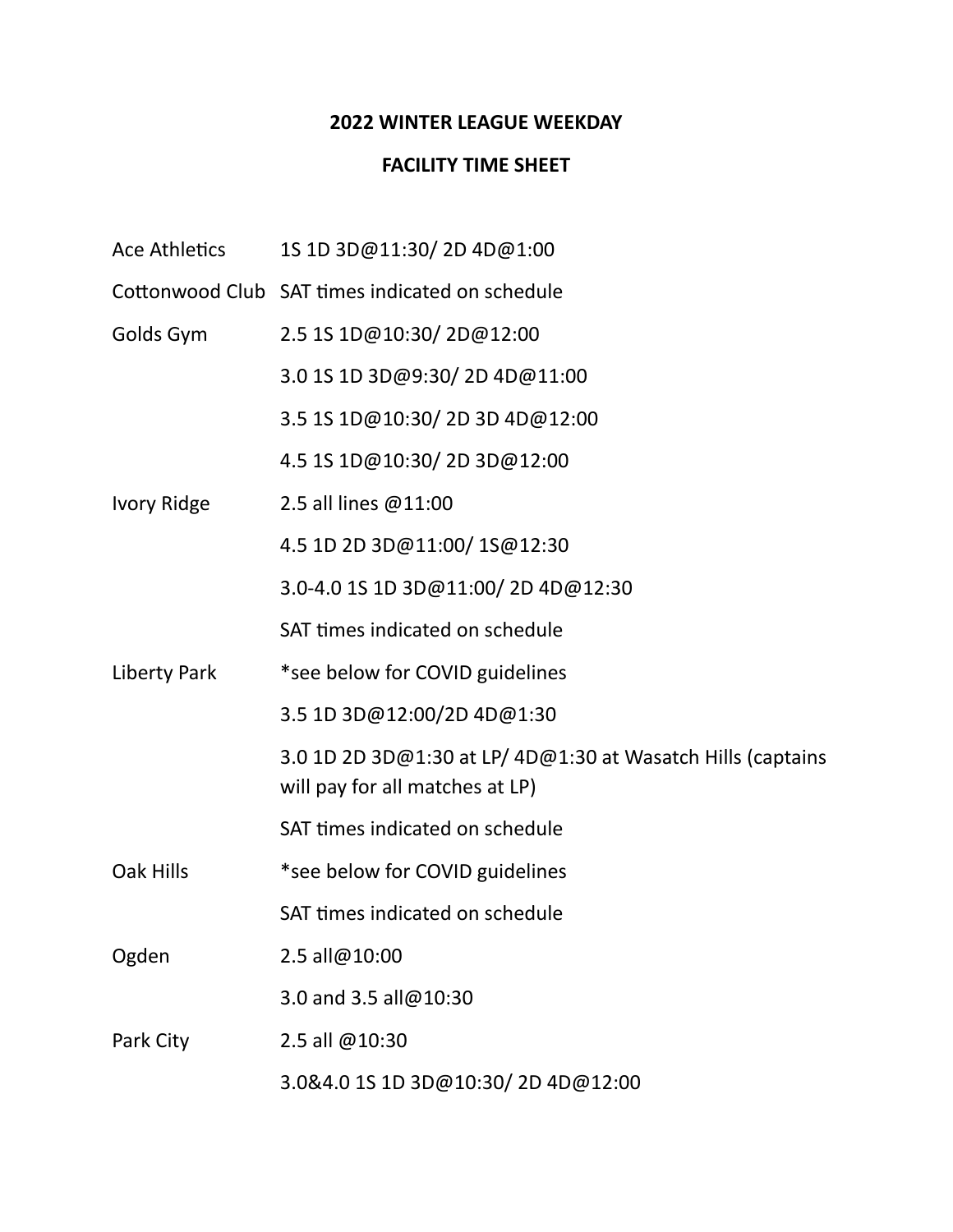**2022 WINTER LEAGUE WEEKDAY**

**FACILITY TIME SHEET**

| | |
|---|---|
| Ace Athletics | 1S 1D 3D@11:30/ 2D 4D@1:00 |
| Cottonwood Club | SAT times indicated on schedule |
| Golds Gym | 2.5 1S 1D@10:30/ 2D@12:00 |
| | 3.0 1S 1D 3D@9:30/ 2D 4D@11:00 |
| | 3.5 1S 1D@10:30/ 2D 3D 4D@12:00 |
| | 4.5 1S 1D@10:30/ 2D 3D@12:00 |
| Ivory Ridge | 2.5 all lines @11:00 |
| | 4.5 1D 2D 3D@11:00/ 1S@12:30 |
| | 3.0-4.0 1S 1D 3D@11:00/ 2D 4D@12:30 |
| | SAT times indicated on schedule |
| Liberty Park | *see below for COVID guidelines |
| | 3.5 1D 3D@12:00/2D 4D@1:30 |
| | 3.0 1D 2D 3D@1:30 at LP/ 4D@1:30 at Wasatch Hills (captains will pay for all matches at LP) |
| | SAT times indicated on schedule |
| Oak Hills | *see below for COVID guidelines |
| | SAT times indicated on schedule |
| Ogden | 2.5 all@10:00 |
| | 3.0 and 3.5 all@10:30 |
| Park City | 2.5 all @10:30 |
| | 3.0&4.0 1S 1D 3D@10:30/ 2D 4D@12:00 |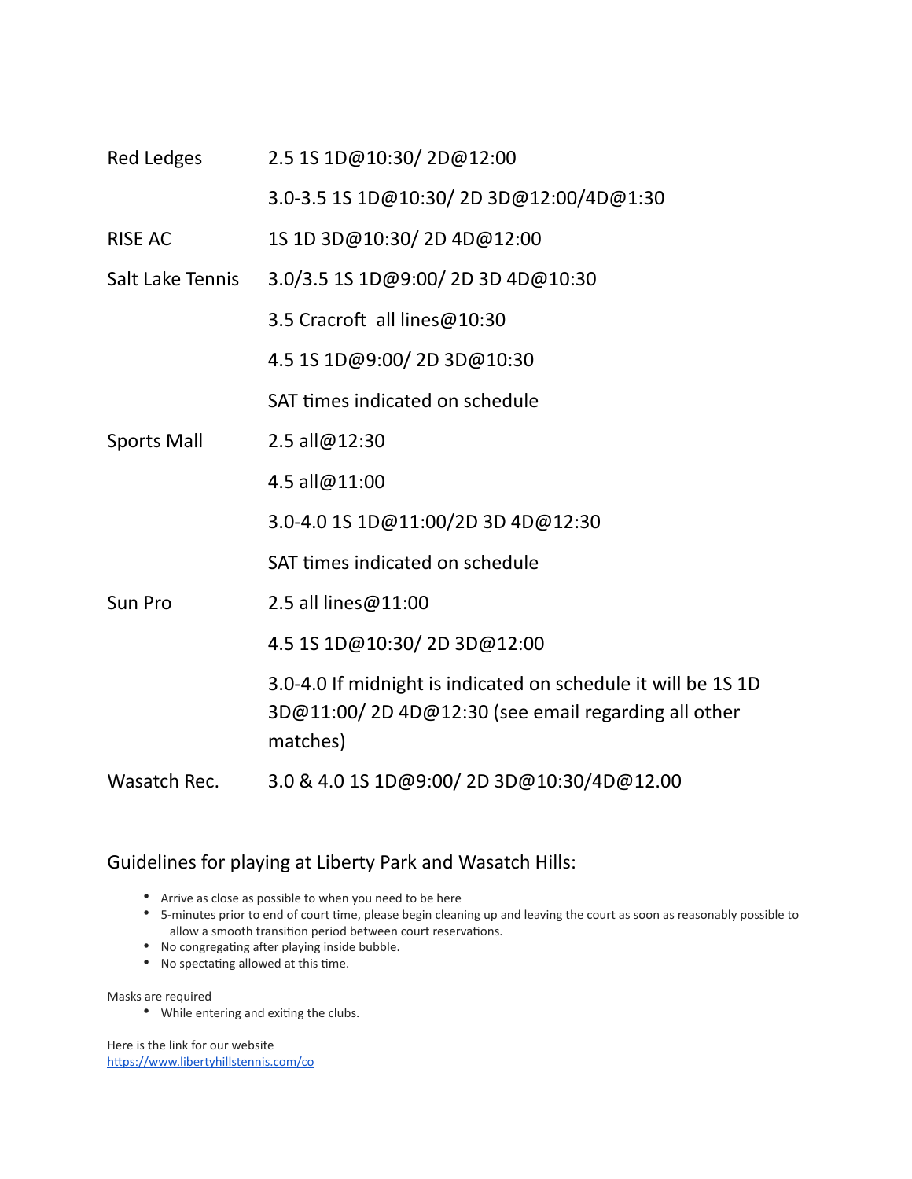| | |
|---|---|
| Red Ledges | 2.5 1S 1D@10:30/ 2D@12:00 |
| | 3.0-3.5 1S 1D@10:30/ 2D 3D@12:00/4D@1:30 |
| RISE AC | 1S 1D 3D@10:30/ 2D 4D@12:00 |
| Salt Lake Tennis | 3.0/3.5 1S 1D@9:00/ 2D 3D 4D@10:30 |
| | 3.5 Cracroft all lines@10:30 |
| | 4.5 1S 1D@9:00/ 2D 3D@10:30 |
| | SAT times indicated on schedule |
| Sports Mall | 2.5 all@12:30 |
| | 4.5 all@11:00 |
| | 3.0-4.0 1S 1D@11:00/2D 3D 4D@12:30 |
| | SAT times indicated on schedule |
| Sun Pro | 2.5 all lines@11:00 |
| | 4.5 1S 1D@10:30/ 2D 3D@12:00 |
| | 3.0-4.0 If midnight is indicated on schedule it will be 1S 1D 3D@11:00/ 2D 4D@12:30 (see email regarding all other matches) |
| Wasatch Rec. | 3.0 & 4.0 1S 1D@9:00/ 2D 3D@10:30/4D@12.00 |

## Guidelines for playing at Liberty Park and Wasatch Hills:

- Arrive as close as possible to when you need to be here
- 5-minutes prior to end of court time, please begin cleaning up and leaving the court as soon as reasonably possible to allow a smooth transition period between court reservations.
- No congregating after playing inside bubble.
- No spectating allowed at this time.

Masks are required

- While entering and exiting the clubs.

Here is the link for our website
https://www.libertyhillstennis.com/co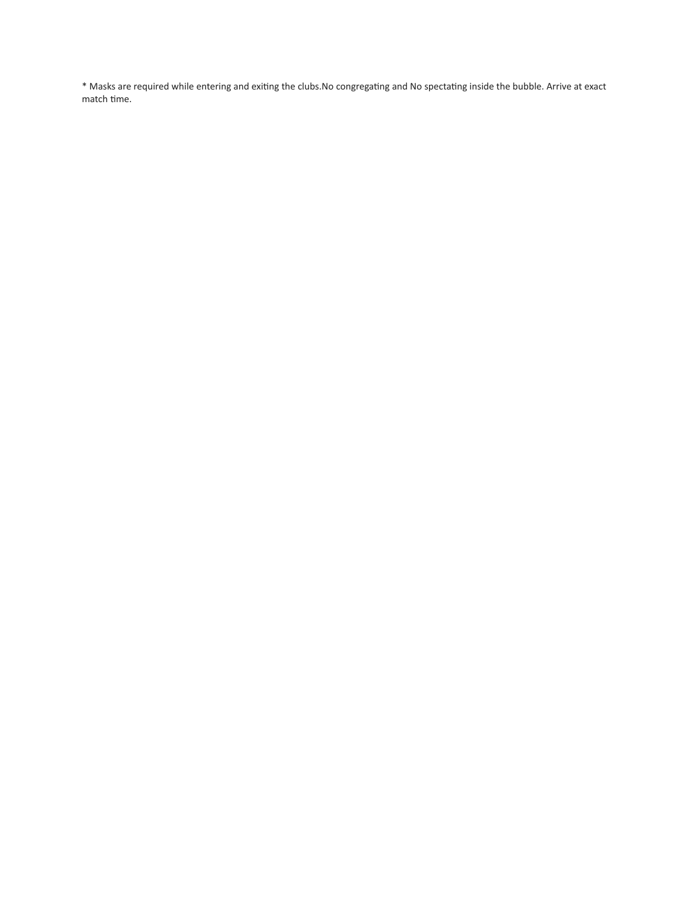* Masks are required while entering and exiting the clubs.No congregating and No spectating inside the bubble. Arrive at exact match time.